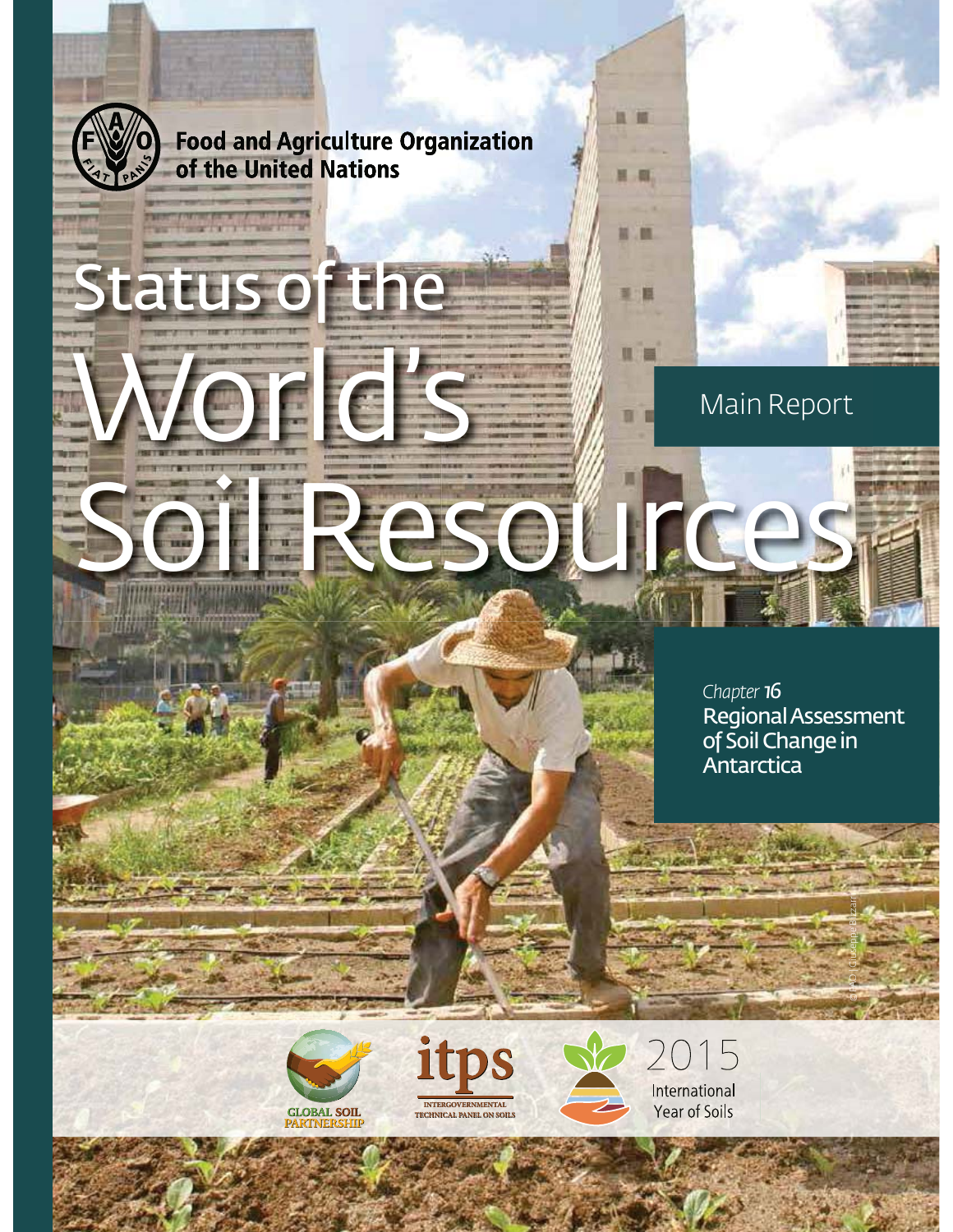Food and Agriculture Organization of the United Nations

# Status of the World's Soil Resources

Main Report

*Chapter* **16**

**Regional Assessment of Soil Change in Antarctica**

© FAO / Giuseppe Bizzarri

GLOBAL SOIL PARTNERSHIP

itps INTERGOVERNMENTAL TECHNICAL PANEL ON SOILS

2015 International Year of Soils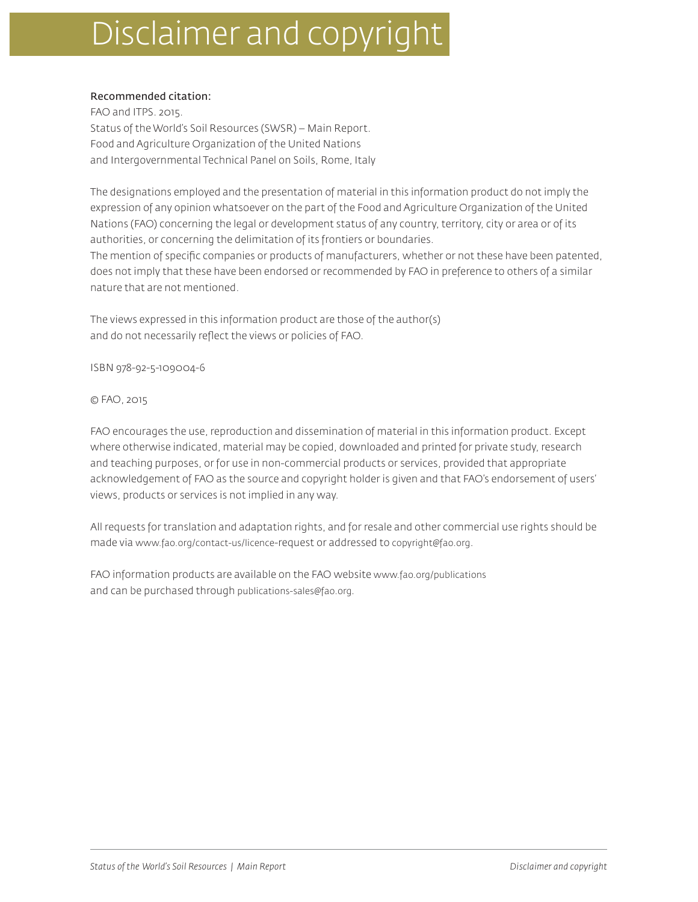# Disclaimer and copyright

**Recommended citation:**
FAO and ITPS. 2015.
Status of the World's Soil Resources (SWSR) – Main Report.
Food and Agriculture Organization of the United Nations
and Intergovernmental Technical Panel on Soils, Rome, Italy

The designations employed and the presentation of material in this information product do not imply the expression of any opinion whatsoever on the part of the Food and Agriculture Organization of the United Nations (FAO) concerning the legal or development status of any country, territory, city or area or of its authorities, or concerning the delimitation of its frontiers or boundaries.
The mention of specific companies or products of manufacturers, whether or not these have been patented, does not imply that these have been endorsed or recommended by FAO in preference to others of a similar nature that are not mentioned.

The views expressed in this information product are those of the author(s) and do not necessarily reflect the views or policies of FAO.

ISBN 978-92-5-109004-6

© FAO, 2015

FAO encourages the use, reproduction and dissemination of material in this information product. Except where otherwise indicated, material may be copied, downloaded and printed for private study, research and teaching purposes, or for use in non-commercial products or services, provided that appropriate acknowledgement of FAO as the source and copyright holder is given and that FAO's endorsement of users' views, products or services is not implied in any way.

All requests for translation and adaptation rights, and for resale and other commercial use rights should be made via www.fao.org/contact-us/licence-request or addressed to copyright@fao.org.

FAO information products are available on the FAO website www.fao.org/publications and can be purchased through publications-sales@fao.org.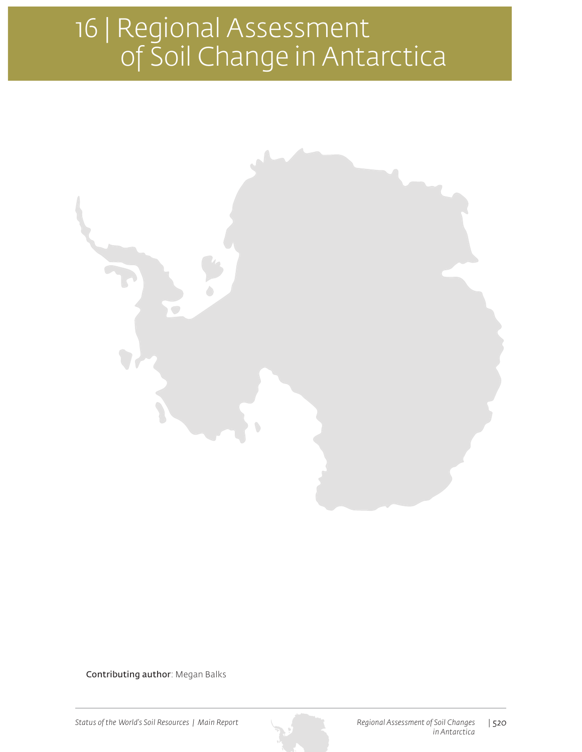# 16 | Regional Assessment of Soil Change in Antarctica

**Contributing author**: Megan Balks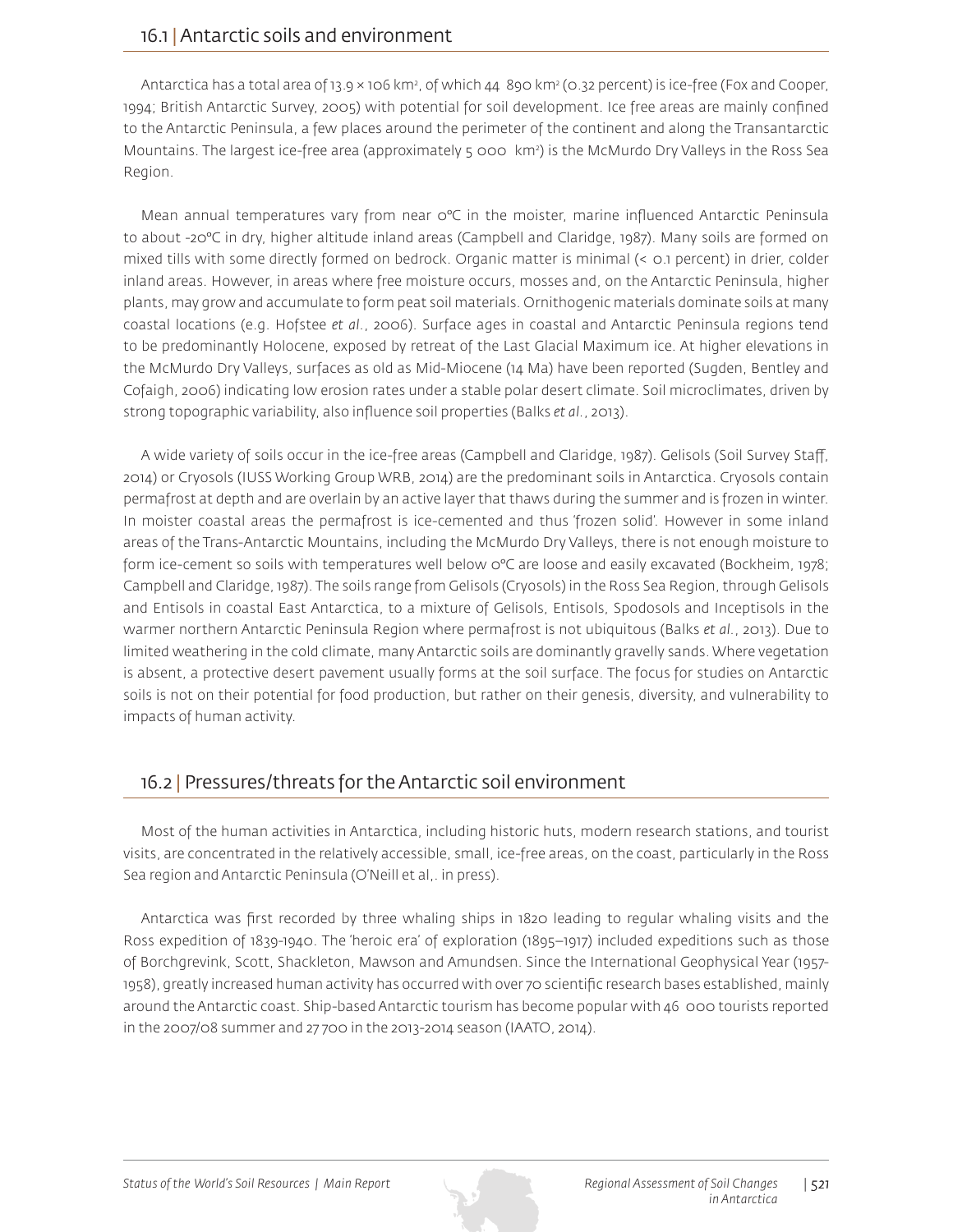## 16.1 | Antarctic soils and environment

Antarctica has a total area of 13.9 × 106 $km^2$, of which 44 890 $km^2$ (0.32 percent) is ice-free (Fox and Cooper, 1994; British Antarctic Survey, 2005) with potential for soil development. Ice free areas are mainly confined to the Antarctic Peninsula, a few places around the perimeter of the continent and along the Transantarctic Mountains. The largest ice-free area (approximately 5 000 $km^2$) is the McMurdo Dry Valleys in the Ross Sea Region.

Mean annual temperatures vary from near 0°C in the moister, marine influenced Antarctic Peninsula to about -20°C in dry, higher altitude inland areas (Campbell and Claridge, 1987). Many soils are formed on mixed tills with some directly formed on bedrock. Organic matter is minimal (< 0.1 percent) in drier, colder inland areas. However, in areas where free moisture occurs, mosses and, on the Antarctic Peninsula, higher plants, may grow and accumulate to form peat soil materials. Ornithogenic materials dominate soils at many coastal locations (e.g. Hofstee *et al.*, 2006). Surface ages in coastal and Antarctic Peninsula regions tend to be predominantly Holocene, exposed by retreat of the Last Glacial Maximum ice. At higher elevations in the McMurdo Dry Valleys, surfaces as old as Mid-Miocene (14 Ma) have been reported (Sugden, Bentley and Cofaigh, 2006) indicating low erosion rates under a stable polar desert climate. Soil microclimates, driven by strong topographic variability, also influence soil properties (Balks *et al.*, 2013).

A wide variety of soils occur in the ice-free areas (Campbell and Claridge, 1987). Gelisols (Soil Survey Staff, 2014) or Cryosols (IUSS Working Group WRB, 2014) are the predominant soils in Antarctica. Cryosols contain permafrost at depth and are overlain by an active layer that thaws during the summer and is frozen in winter. In moister coastal areas the permafrost is ice-cemented and thus 'frozen solid'. However in some inland areas of the Trans-Antarctic Mountains, including the McMurdo Dry Valleys, there is not enough moisture to form ice-cement so soils with temperatures well below 0°C are loose and easily excavated (Bockheim, 1978; Campbell and Claridge, 1987). The soils range from Gelisols (Cryosols) in the Ross Sea Region, through Gelisols and Entisols in coastal East Antarctica, to a mixture of Gelisols, Entisols, Spodosols and Inceptisols in the warmer northern Antarctic Peninsula Region where permafrost is not ubiquitous (Balks *et al.*, 2013). Due to limited weathering in the cold climate, many Antarctic soils are dominantly gravelly sands. Where vegetation is absent, a protective desert pavement usually forms at the soil surface. The focus for studies on Antarctic soils is not on their potential for food production, but rather on their genesis, diversity, and vulnerability to impacts of human activity.

## 16.2 | Pressures/threats for the Antarctic soil environment

Most of the human activities in Antarctica, including historic huts, modern research stations, and tourist visits, are concentrated in the relatively accessible, small, ice-free areas, on the coast, particularly in the Ross Sea region and Antarctic Peninsula (O'Neill et al,. in press).

Antarctica was first recorded by three whaling ships in 1820 leading to regular whaling visits and the Ross expedition of 1839-1940. The 'heroic era' of exploration (1895–1917) included expeditions such as those of Borchgrevink, Scott, Shackleton, Mawson and Amundsen. Since the International Geophysical Year (1957-1958), greatly increased human activity has occurred with over 70 scientific research bases established, mainly around the Antarctic coast. Ship-based Antarctic tourism has become popular with 46 000 tourists reported in the 2007/08 summer and 27 700 in the 2013-2014 season (IAATO, 2014).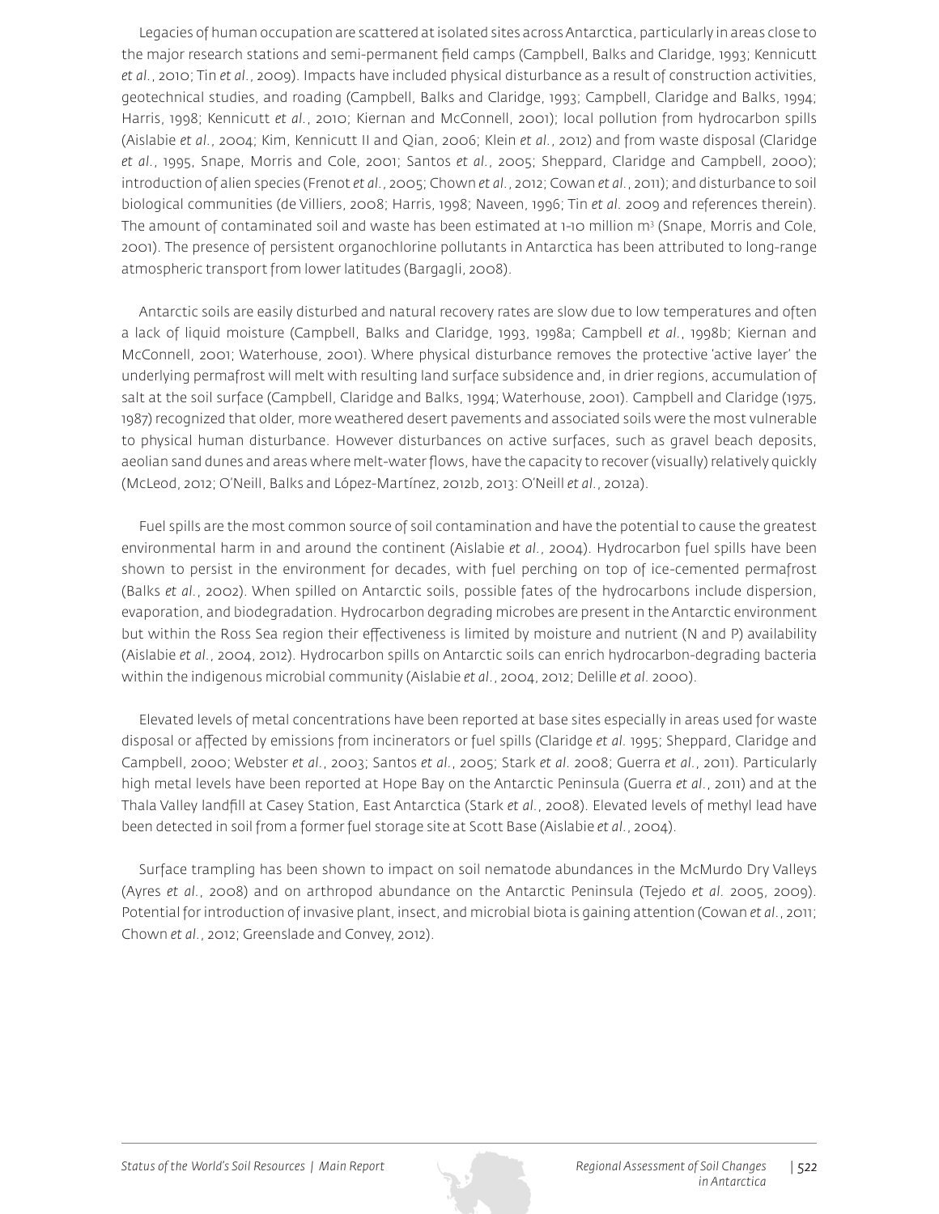Legacies of human occupation are scattered at isolated sites across Antarctica, particularly in areas close to the major research stations and semi-permanent field camps (Campbell, Balks and Claridge, 1993; Kennicutt *et al.*, 2010; Tin *et al.*, 2009). Impacts have included physical disturbance as a result of construction activities, geotechnical studies, and roading (Campbell, Balks and Claridge, 1993; Campbell, Claridge and Balks, 1994; Harris, 1998; Kennicutt *et al.*, 2010; Kiernan and McConnell, 2001); local pollution from hydrocarbon spills (Aislabie *et al.*, 2004; Kim, Kennicutt II and Qian, 2006; Klein *et al.*, 2012) and from waste disposal (Claridge *et al.*, 1995, Snape, Morris and Cole, 2001; Santos *et al.*, 2005; Sheppard, Claridge and Campbell, 2000); introduction of alien species (Frenot *et al.*, 2005; Chown *et al.*, 2012; Cowan *et al.*, 2011); and disturbance to soil biological communities (de Villiers, 2008; Harris, 1998; Naveen, 1996; Tin *et al.* 2009 and references therein). The amount of contaminated soil and waste has been estimated at 1-10 million $m^3$ (Snape, Morris and Cole, 2001). The presence of persistent organochlorine pollutants in Antarctica has been attributed to long-range atmospheric transport from lower latitudes (Bargagli, 2008).

Antarctic soils are easily disturbed and natural recovery rates are slow due to low temperatures and often a lack of liquid moisture (Campbell, Balks and Claridge, 1993, 1998a; Campbell *et al.*, 1998b; Kiernan and McConnell, 2001; Waterhouse, 2001). Where physical disturbance removes the protective 'active layer' the underlying permafrost will melt with resulting land surface subsidence and, in drier regions, accumulation of salt at the soil surface (Campbell, Claridge and Balks, 1994; Waterhouse, 2001). Campbell and Claridge (1975, 1987) recognized that older, more weathered desert pavements and associated soils were the most vulnerable to physical human disturbance. However disturbances on active surfaces, such as gravel beach deposits, aeolian sand dunes and areas where melt-water flows, have the capacity to recover (visually) relatively quickly (McLeod, 2012; O'Neill, Balks and López-Martínez, 2012b, 2013: O'Neill *et al.*, 2012a).

Fuel spills are the most common source of soil contamination and have the potential to cause the greatest environmental harm in and around the continent (Aislabie *et al.*, 2004). Hydrocarbon fuel spills have been shown to persist in the environment for decades, with fuel perching on top of ice-cemented permafrost (Balks *et al.*, 2002). When spilled on Antarctic soils, possible fates of the hydrocarbons include dispersion, evaporation, and biodegradation. Hydrocarbon degrading microbes are present in the Antarctic environment but within the Ross Sea region their effectiveness is limited by moisture and nutrient (N and P) availability (Aislabie *et al.*, 2004, 2012). Hydrocarbon spills on Antarctic soils can enrich hydrocarbon-degrading bacteria within the indigenous microbial community (Aislabie *et al.*, 2004, 2012; Delille *et al.* 2000).

Elevated levels of metal concentrations have been reported at base sites especially in areas used for waste disposal or affected by emissions from incinerators or fuel spills (Claridge *et al.* 1995; Sheppard, Claridge and Campbell, 2000; Webster *et al.*, 2003; Santos *et al.*, 2005; Stark *et al.* 2008; Guerra *et al.*, 2011). Particularly high metal levels have been reported at Hope Bay on the Antarctic Peninsula (Guerra *et al.*, 2011) and at the Thala Valley landfill at Casey Station, East Antarctica (Stark *et al.*, 2008). Elevated levels of methyl lead have been detected in soil from a former fuel storage site at Scott Base (Aislabie *et al.*, 2004).

Surface trampling has been shown to impact on soil nematode abundances in the McMurdo Dry Valleys (Ayres *et al.*, 2008) and on arthropod abundance on the Antarctic Peninsula (Tejedo *et al.* 2005, 2009). Potential for introduction of invasive plant, insect, and microbial biota is gaining attention (Cowan *et al.*, 2011; Chown *et al.*, 2012; Greenslade and Convey, 2012).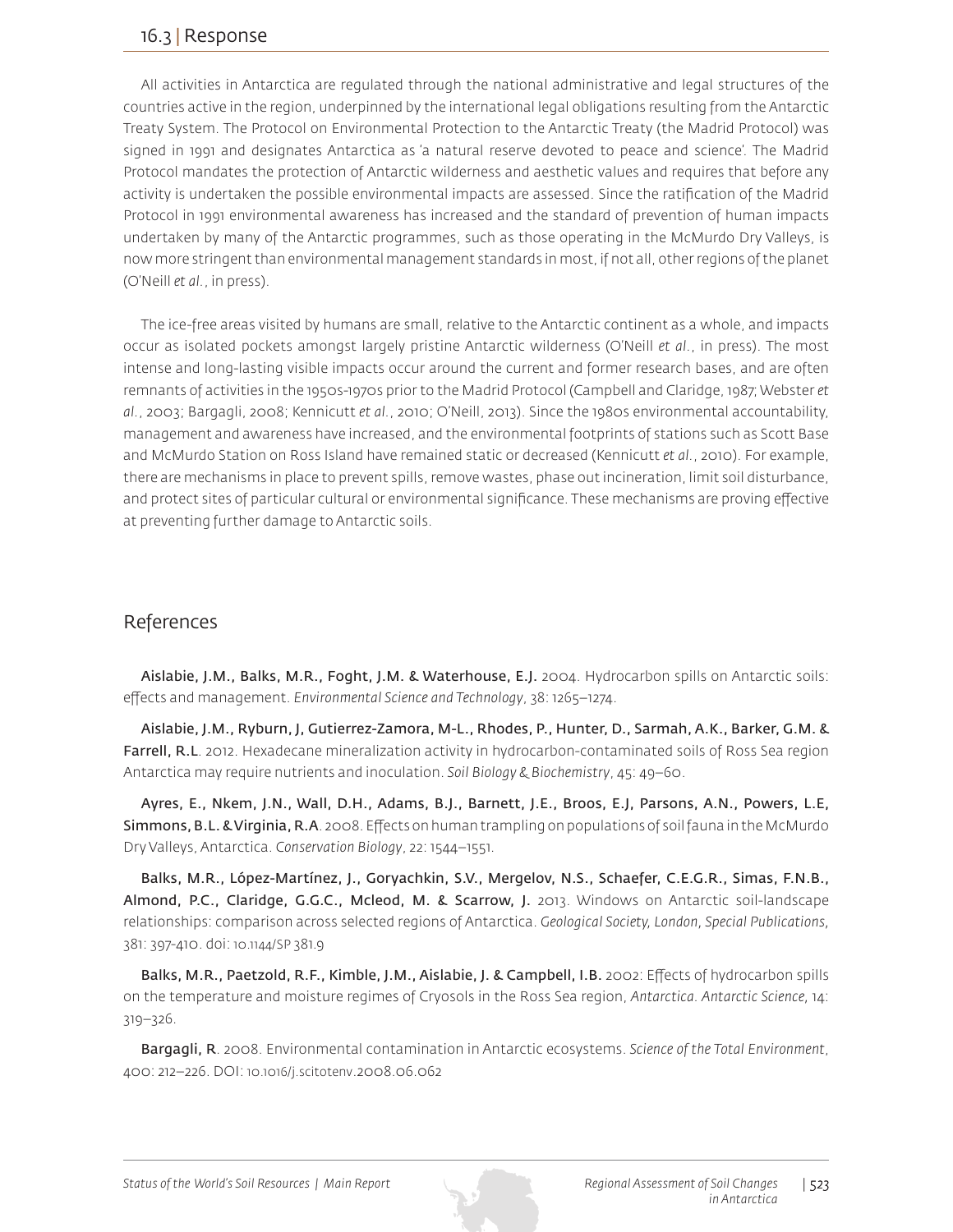## 16.3 | Response

All activities in Antarctica are regulated through the national administrative and legal structures of the countries active in the region, underpinned by the international legal obligations resulting from the Antarctic Treaty System. The Protocol on Environmental Protection to the Antarctic Treaty (the Madrid Protocol) was signed in 1991 and designates Antarctica as 'a natural reserve devoted to peace and science'. The Madrid Protocol mandates the protection of Antarctic wilderness and aesthetic values and requires that before any activity is undertaken the possible environmental impacts are assessed. Since the ratification of the Madrid Protocol in 1991 environmental awareness has increased and the standard of prevention of human impacts undertaken by many of the Antarctic programmes, such as those operating in the McMurdo Dry Valleys, is now more stringent than environmental management standards in most, if not all, other regions of the planet (O'Neill *et al.*, in press).

The ice-free areas visited by humans are small, relative to the Antarctic continent as a whole, and impacts occur as isolated pockets amongst largely pristine Antarctic wilderness (O'Neill *et al.*, in press). The most intense and long-lasting visible impacts occur around the current and former research bases, and are often remnants of activities in the 1950s-1970s prior to the Madrid Protocol (Campbell and Claridge, 1987; Webster *et al.*, 2003; Bargagli, 2008; Kennicutt *et al.*, 2010; O'Neill, 2013). Since the 1980s environmental accountability, management and awareness have increased, and the environmental footprints of stations such as Scott Base and McMurdo Station on Ross Island have remained static or decreased (Kennicutt *et al.*, 2010). For example, there are mechanisms in place to prevent spills, remove wastes, phase out incineration, limit soil disturbance, and protect sites of particular cultural or environmental significance. These mechanisms are proving effective at preventing further damage to Antarctic soils.

## References

**Aislabie, J.M., Balks, M.R., Foght, J.M. & Waterhouse, E.J.** 2004. Hydrocarbon spills on Antarctic soils: effects and management. *Environmental Science and Technology*, 38: 1265–1274.

**Aislabie, J.M., Ryburn, J, Gutierrez-Zamora, M-L., Rhodes, P., Hunter, D., Sarmah, A.K., Barker, G.M. & Farrell, R.L**. 2012. Hexadecane mineralization activity in hydrocarbon-contaminated soils of Ross Sea region Antarctica may require nutrients and inoculation. *Soil Biology & Biochemistry*, 45: 49–60.

**Ayres, E., Nkem, J.N., Wall, D.H., Adams, B.J., Barnett, J.E., Broos, E.J, Parsons, A.N., Powers, L.E, Simmons, B.L. & Virginia, R.A**. 2008. Effects on human trampling on populations of soil fauna in the McMurdo Dry Valleys, Antarctica. *Conservation Biology*, 22: 1544–1551.

**Balks, M.R., López-Martínez, J., Goryachkin, S.V., Mergelov, N.S., Schaefer, C.E.G.R., Simas, F.N.B., Almond, P.C., Claridge, G.G.C., Mcleod, M. & Scarrow, J.** 2013. Windows on Antarctic soil-landscape relationships: comparison across selected regions of Antarctica. *Geological Society, London, Special Publications*, 381: 397-410. doi: 10.1144/SP 381.9

**Balks, M.R., Paetzold, R.F., Kimble, J.M., Aislabie, J. & Campbell, I.B.** 2002: Effects of hydrocarbon spills on the temperature and moisture regimes of Cryosols in the Ross Sea region, *Antarctica. Antarctic Science*, 14: 319–326.

**Bargagli, R**. 2008. Environmental contamination in Antarctic ecosystems. *Science of the Total Environment*, 400: 212–226. DOI: 10.1016/j.scitotenv.2008.06.062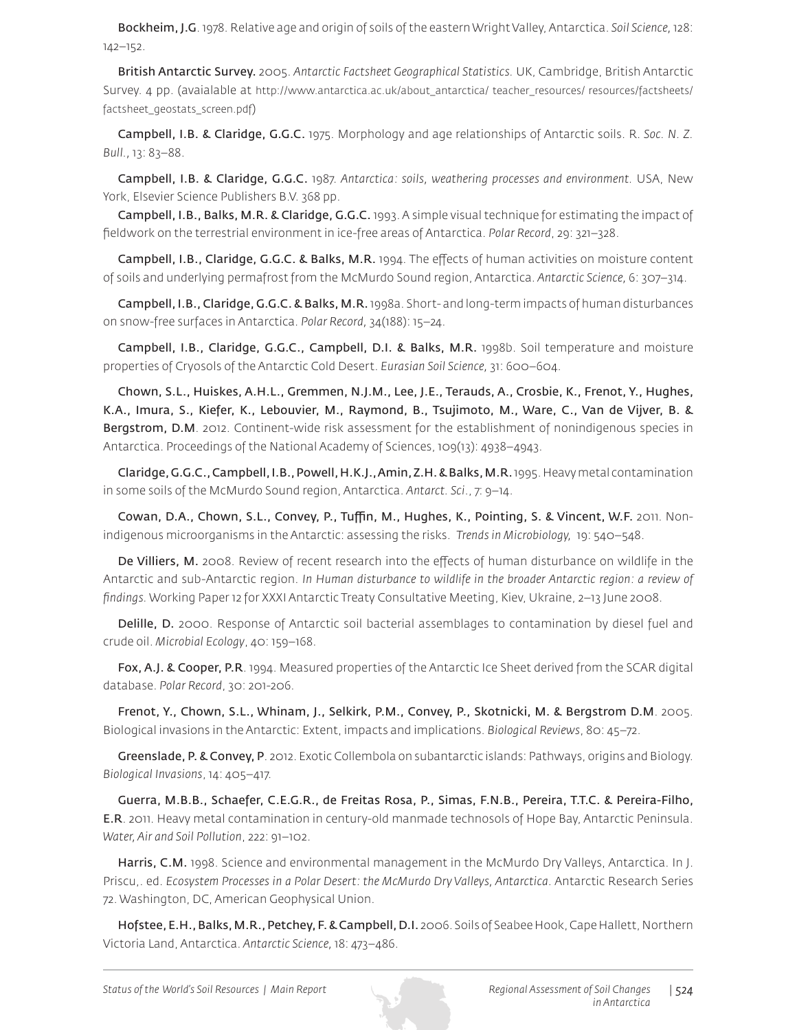**Bockheim, J.G**. 1978. Relative age and origin of soils of the eastern Wright Valley, Antarctica. *Soil Science*, 128: 142–152.

**British Antarctic Survey.** 2005. *Antarctic Factsheet Geographical Statistics.* UK, Cambridge, British Antarctic Survey. 4 pp. (avaialable at http://www.antarctica.ac.uk/about_antarctica/ teacher_resources/ resources/factsheets/ factsheet_geostats_screen.pdf)

**Campbell, I.B. & Claridge, G.G.C.** 1975. Morphology and age relationships of Antarctic soils. R. *Soc. N. Z. Bull.*, 13: 83–88.

**Campbell, I.B. & Claridge, G.G.C.** 1987. *Antarctica: soils, weathering processes and environment.* USA, New York, Elsevier Science Publishers B.V. 368 pp.

**Campbell, I.B., Balks, M.R. & Claridge, G.G.C.** 1993. A simple visual technique for estimating the impact of fieldwork on the terrestrial environment in ice-free areas of Antarctica. *Polar Record*, 29: 321–328.

**Campbell, I.B., Claridge, G.G.C. & Balks, M.R.** 1994. The effects of human activities on moisture content of soils and underlying permafrost from the McMurdo Sound region, Antarctica. *Antarctic Science*, 6: 307–314.

**Campbell, I.B., Claridge, G.G.C. & Balks, M.R.** 1998a. Short- and long-term impacts of human disturbances on snow-free surfaces in Antarctica. *Polar Record*, 34(188): 15–24.

**Campbell, I.B., Claridge, G.G.C., Campbell, D.I. & Balks, M.R.** 1998b. Soil temperature and moisture properties of Cryosols of the Antarctic Cold Desert. *Eurasian Soil Science*, 31: 600–604.

**Chown, S.L., Huiskes, A.H.L., Gremmen, N.J.M., Lee, J.E., Terauds, A., Crosbie, K., Frenot, Y., Hughes, K.A., Imura, S., Kiefer, K., Lebouvier, M., Raymond, B., Tsujimoto, M., Ware, C., Van de Vijver, B. & Bergstrom, D.M**. 2012. Continent-wide risk assessment for the establishment of nonindigenous species in Antarctica. Proceedings of the National Academy of Sciences, 109(13): 4938–4943.

**Claridge, G.G.C., Campbell, I.B., Powell, H.K.J., Amin, Z.H. & Balks, M.R.** 1995. Heavy metal contamination in some soils of the McMurdo Sound region, Antarctica. *Antarct. Sci.*, 7: 9–14.

**Cowan, D.A., Chown, S.L., Convey, P., Tuffin, M., Hughes, K., Pointing, S. & Vincent, W.F.** 2011. Non-indigenous microorganisms in the Antarctic: assessing the risks. *Trends in Microbiology*, 19: 540–548.

**De Villiers, M.** 2008. Review of recent research into the effects of human disturbance on wildlife in the Antarctic and sub-Antarctic region. *In Human disturbance to wildlife in the broader Antarctic region: a review of findings*. Working Paper 12 for XXXI Antarctic Treaty Consultative Meeting, Kiev, Ukraine, 2–13 June 2008.

**Delille, D.** 2000. Response of Antarctic soil bacterial assemblages to contamination by diesel fuel and crude oil. *Microbial Ecology*, 40: 159–168.

**Fox, A.J. & Cooper, P.R**. 1994. Measured properties of the Antarctic Ice Sheet derived from the SCAR digital database. *Polar Record*, 30: 201-206.

**Frenot, Y., Chown, S.L., Whinam, J., Selkirk, P.M., Convey, P., Skotnicki, M. & Bergstrom D.M**. 2005. Biological invasions in the Antarctic: Extent, impacts and implications. *Biological Reviews*, 80: 45–72.

**Greenslade, P. & Convey, P**. 2012. Exotic Collembola on subantarctic islands: Pathways, origins and Biology. *Biological Invasions*, 14: 405–417.

**Guerra, M.B.B., Schaefer, C.E.G.R., de Freitas Rosa, P., Simas, F.N.B., Pereira, T.T.C. & Pereira-Filho, E.R**. 2011. Heavy metal contamination in century-old manmade technosols of Hope Bay, Antarctic Peninsula. *Water, Air and Soil Pollution*, 222: 91–102.

**Harris, C.M.** 1998. Science and environmental management in the McMurdo Dry Valleys, Antarctica. In J. Priscu,. ed. *Ecosystem Processes in a Polar Desert: the McMurdo Dry Valleys, Antarctica*. Antarctic Research Series 72. Washington, DC, American Geophysical Union.

**Hofstee, E.H., Balks, M.R., Petchey, F. & Campbell, D.I.** 2006. Soils of Seabee Hook, Cape Hallett, Northern Victoria Land, Antarctica. *Antarctic Science*, 18: 473–486.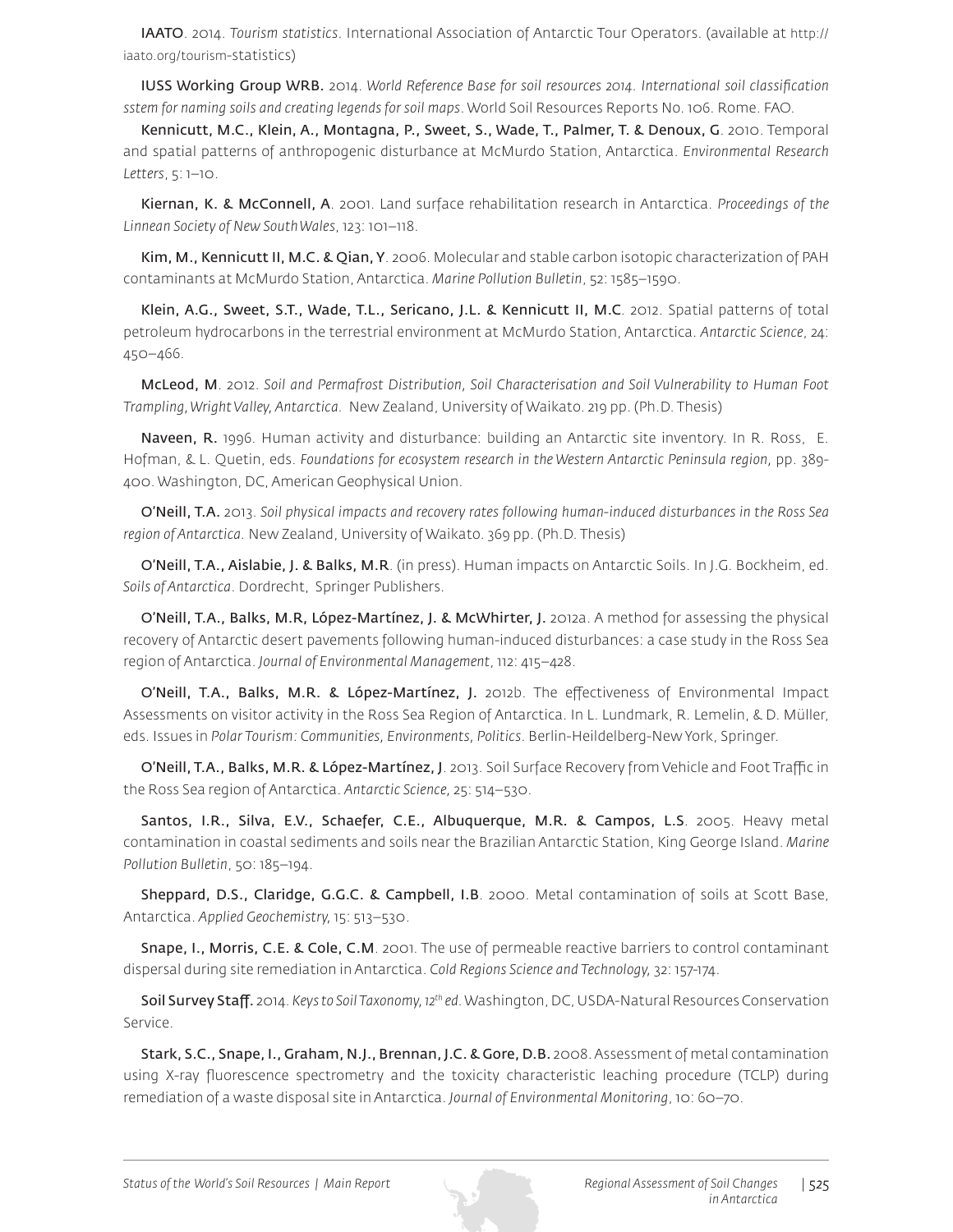**IAATO**. 2014. *Tourism statistics*. International Association of Antarctic Tour Operators. (available at http://iaato.org/tourism-statistics)

**IUSS Working Group WRB.** 2014. *World Reference Base for soil resources 2014. International soil classification sstem for naming soils and creating legends for soil maps*. World Soil Resources Reports No. 106. Rome. FAO.

**Kennicutt, M.C., Klein, A., Montagna, P., Sweet, S., Wade, T., Palmer, T. & Denoux, G**. 2010. Temporal and spatial patterns of anthropogenic disturbance at McMurdo Station, Antarctica. *Environmental Research Letters*, 5: 1–10.

**Kiernan, K. & McConnell, A**. 2001. Land surface rehabilitation research in Antarctica. *Proceedings of the Linnean Society of New South Wales*, 123: 101–118.

**Kim, M., Kennicutt II, M.C. & Qian, Y**. 2006. Molecular and stable carbon isotopic characterization of PAH contaminants at McMurdo Station, Antarctica. *Marine Pollution Bulletin*, 52: 1585–1590.

**Klein, A.G., Sweet, S.T., Wade, T.L., Sericano, J.L. & Kennicutt II, M.C**. 2012. Spatial patterns of total petroleum hydrocarbons in the terrestrial environment at McMurdo Station, Antarctica. *Antarctic Science*, 24: 450–466.

**McLeod, M**. 2012. *Soil and Permafrost Distribution, Soil Characterisation and Soil Vulnerability to Human Foot Trampling, Wright Valley, Antarctica*. New Zealand, University of Waikato. 219 pp. (Ph.D. Thesis)

**Naveen, R.** 1996. Human activity and disturbance: building an Antarctic site inventory. In R. Ross, E. Hofman, & L. Quetin, eds. *Foundations for ecosystem research in the Western Antarctic Peninsula region*, pp. 389-400. Washington, DC, American Geophysical Union.

**O'Neill, T.A.** 2013. *Soil physical impacts and recovery rates following human-induced disturbances in the Ross Sea region of Antarctica*. New Zealand, University of Waikato. 369 pp. (Ph.D. Thesis)

**O'Neill, T.A., Aislabie, J. & Balks, M.R**. (in press). Human impacts on Antarctic Soils. In J.G. Bockheim, ed. *Soils of Antarctica*. Dordrecht, Springer Publishers.

**O'Neill, T.A., Balks, M.R, López-Martínez, J. & McWhirter, J.** 2012a. A method for assessing the physical recovery of Antarctic desert pavements following human-induced disturbances: a case study in the Ross Sea region of Antarctica. *Journal of Environmental Management*, 112: 415–428.

**O'Neill, T.A., Balks, M.R. & López-Martínez, J.** 2012b. The effectiveness of Environmental Impact Assessments on visitor activity in the Ross Sea Region of Antarctica. In L. Lundmark, R. Lemelin, & D. Müller, eds. Issues in *Polar Tourism: Communities, Environments, Politics*. Berlin-Heildelberg-New York, Springer.

**O'Neill, T.A., Balks, M.R. & López-Martínez, J**. 2013. Soil Surface Recovery from Vehicle and Foot Traffic in the Ross Sea region of Antarctica. *Antarctic Science*, 25: 514–530.

**Santos, I.R., Silva, E.V., Schaefer, C.E., Albuquerque, M.R. & Campos, L.S**. 2005. Heavy metal contamination in coastal sediments and soils near the Brazilian Antarctic Station, King George Island. *Marine Pollution Bulletin*, 50: 185–194.

**Sheppard, D.S., Claridge, G.G.C. & Campbell, I.B**. 2000. Metal contamination of soils at Scott Base, Antarctica. *Applied Geochemistry*, 15: 513–530.

**Snape, I., Morris, C.E. & Cole, C.M**. 2001. The use of permeable reactive barriers to control contaminant dispersal during site remediation in Antarctica. *Cold Regions Science and Technology*, 32: 157-174.

**Soil Survey Staff.** 2014. *Keys to Soil Taxonomy, 12th ed*. Washington, DC, USDA-Natural Resources Conservation Service.

**Stark, S.C., Snape, I., Graham, N.J., Brennan, J.C. & Gore, D.B.** 2008. Assessment of metal contamination using X-ray fluorescence spectrometry and the toxicity characteristic leaching procedure (TCLP) during remediation of a waste disposal site in Antarctica. *Journal of Environmental Monitoring*, 10: 60–70.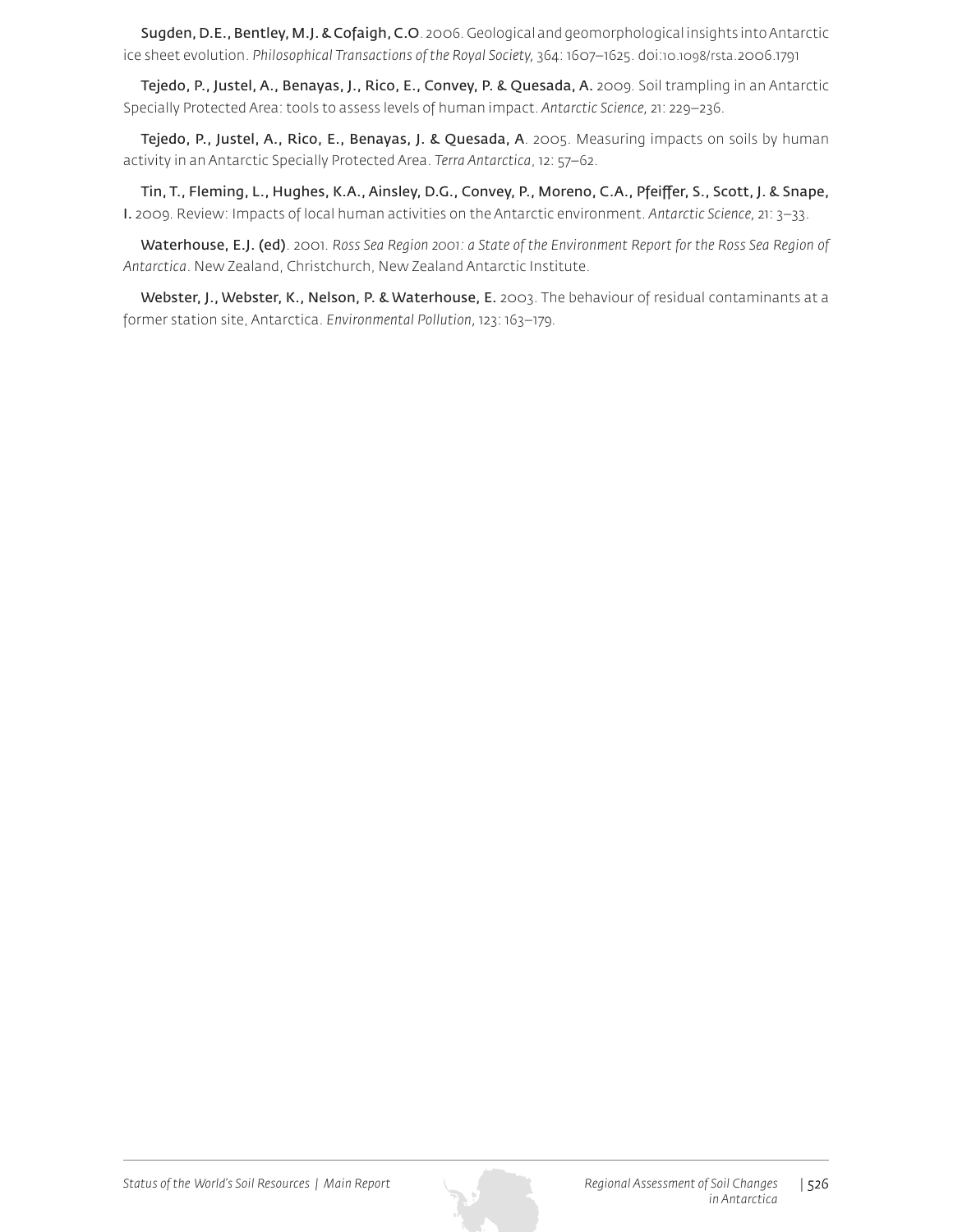**Sugden, D.E., Bentley, M.J. & Cofaigh, C.O**. 2006. Geological and geomorphological insights into Antarctic ice sheet evolution. *Philosophical Transactions of the Royal Society*, 364: 1607–1625. doi:10.1098/rsta.2006.1791

**Tejedo, P., Justel, A., Benayas, J., Rico, E., Convey, P. & Quesada, A.** 2009. Soil trampling in an Antarctic Specially Protected Area: tools to assess levels of human impact. *Antarctic Science*, 21: 229–236.

**Tejedo, P., Justel, A., Rico, E., Benayas, J. & Quesada, A**. 2005. Measuring impacts on soils by human activity in an Antarctic Specially Protected Area. *Terra Antarctica*, 12: 57–62.

**Tin, T., Fleming, L., Hughes, K.A., Ainsley, D.G., Convey, P., Moreno, C.A., Pfeiffer, S., Scott, J. & Snape, I.** 2009. Review: Impacts of local human activities on the Antarctic environment. *Antarctic Science*, 21: 3–33.

**Waterhouse, E.J. (ed)**. 2001. *Ross Sea Region 2001: a State of the Environment Report for the Ross Sea Region of Antarctica*. New Zealand, Christchurch, New Zealand Antarctic Institute.

**Webster, J., Webster, K., Nelson, P. & Waterhouse, E.** 2003. The behaviour of residual contaminants at a former station site, Antarctica. *Environmental Pollution*, 123: 163–179.